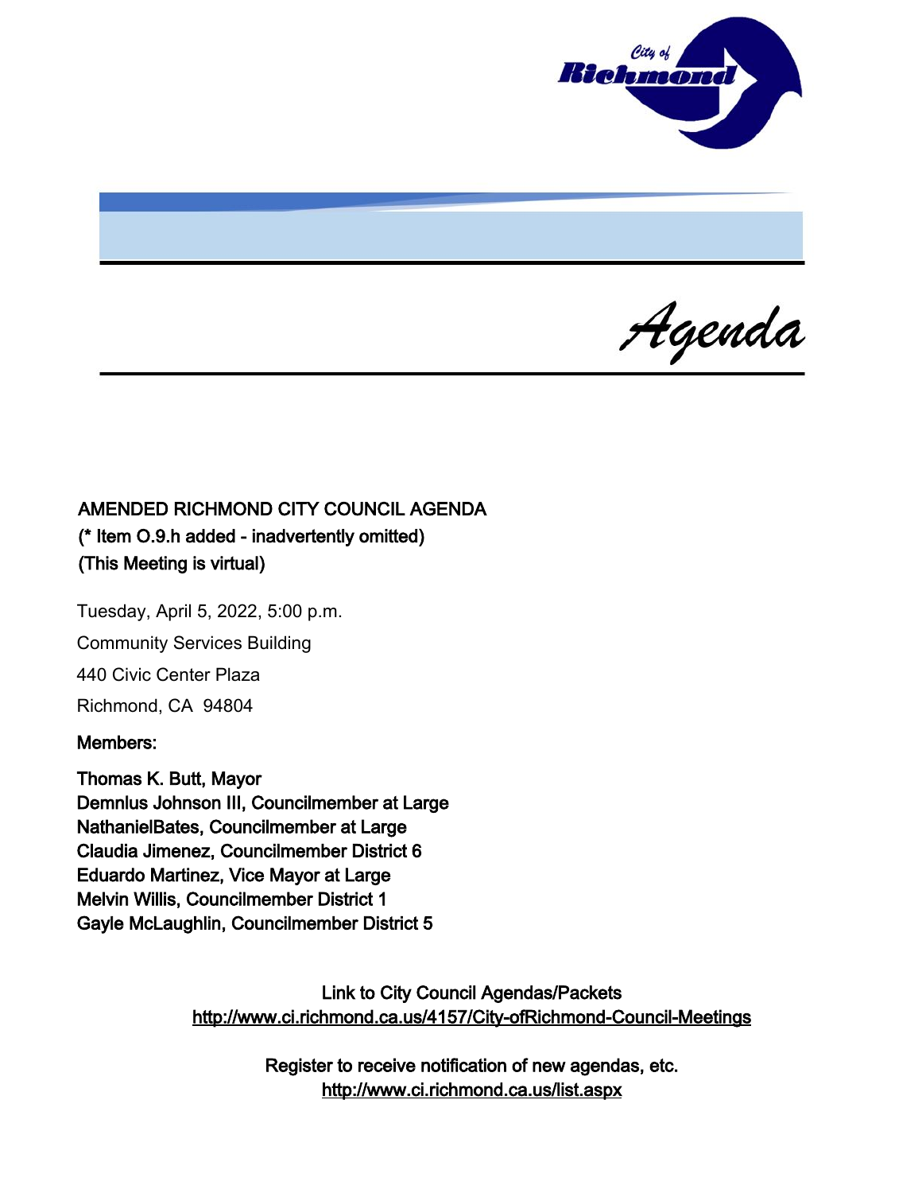# Agenda

**AMENDED RICHMOND CITY COUNCIL AGENDA**
**(* Item O.9.h added - inadvertently omitted)**
**(This Meeting is virtual)**

Tuesday, April 5, 2022, 5:00 p.m.

Community Services Building

440 Civic Center Plaza

Richmond, CA 94804

**Members:**

**Thomas K. Butt, Mayor**
**Demnlus Johnson III, Councilmember at Large**
**NathanielBates, Councilmember at Large**
**Claudia Jimenez, Councilmember District 6**
**Eduardo Martinez, Vice Mayor at Large**
**Melvin Willis, Councilmember District 1**
**Gayle McLaughlin, Councilmember District 5**

Link to City Council Agendas/Packets
http://www.ci.richmond.ca.us/4157/City-ofRichmond-Council-Meetings

Register to receive notification of new agendas, etc.
http://www.ci.richmond.ca.us/list.aspx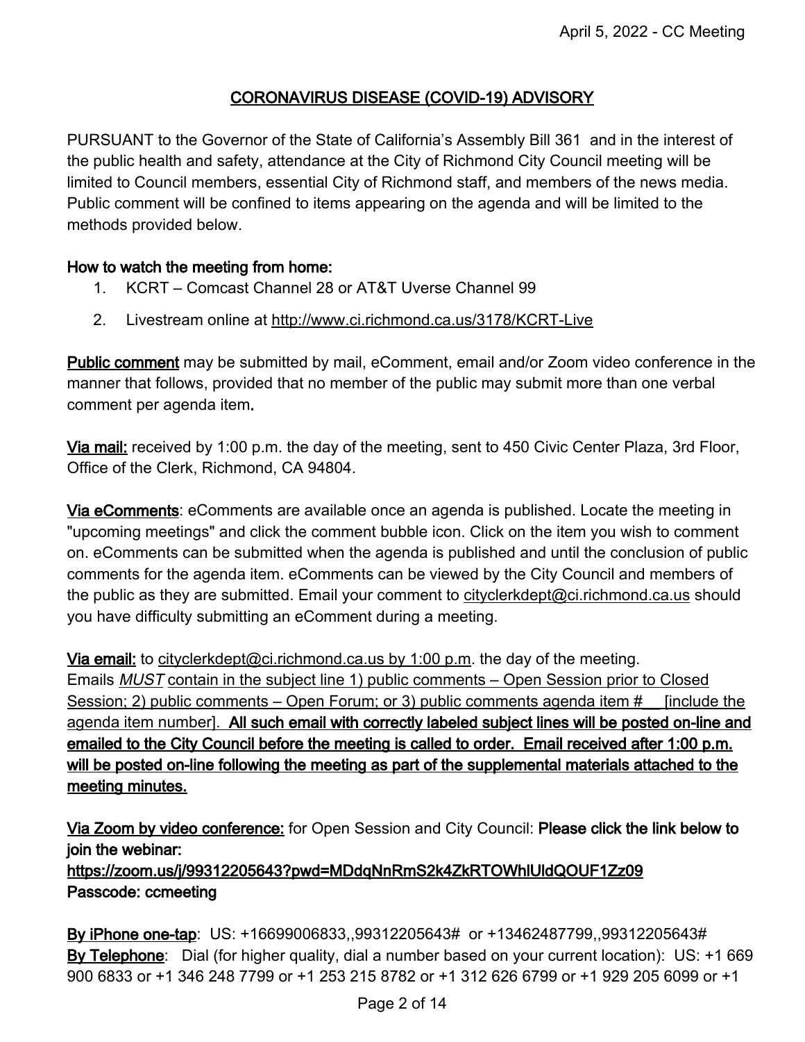## CORONAVIRUS DISEASE (COVID-19) ADVISORY

PURSUANT to the Governor of the State of California's Assembly Bill 361 and in the interest of the public health and safety, attendance at the City of Richmond City Council meeting will be limited to Council members, essential City of Richmond staff, and members of the news media. Public comment will be confined to items appearing on the agenda and will be limited to the methods provided below.

**How to watch the meeting from home:**

1. KCRT – Comcast Channel 28 or AT&T Uverse Channel 99
2. Livestream online at http://www.ci.richmond.ca.us/3178/KCRT-Live

**Public comment** may be submitted by mail, eComment, email and/or Zoom video conference in the manner that follows, provided that no member of the public may submit more than one verbal comment per agenda item**.**

**Via mail:** received by 1:00 p.m. the day of the meeting, sent to 450 Civic Center Plaza, 3rd Floor, Office of the Clerk, Richmond, CA 94804.

**Via eComments**: eComments are available once an agenda is published. Locate the meeting in "upcoming meetings" and click the comment bubble icon. Click on the item you wish to comment on. eComments can be submitted when the agenda is published and until the conclusion of public comments for the agenda item. eComments can be viewed by the City Council and members of the public as they are submitted. Email your comment to cityclerkdept@ci.richmond.ca.us should you have difficulty submitting an eComment during a meeting.

**Via email:** to cityclerkdept@ci.richmond.ca.us by 1:00 p.m. the day of the meeting. Emails *MUST* contain in the subject line 1) public comments – Open Session prior to Closed Session; 2) public comments – Open Forum; or 3) public comments agenda item # __ [include the agenda item number]. **All such email with correctly labeled subject lines will be posted on-line and emailed to the City Council before the meeting is called to order. Email received after 1:00 p.m. will be posted on-line following the meeting as part of the supplemental materials attached to the meeting minutes.**

**Via Zoom by video conference:** for Open Session and City Council: **Please click the link below to join the webinar:**
**https://zoom.us/j/99312205643?pwd=MDdqNnRmS2k4ZkRTOWhlUldQOUF1Zz09**
**Passcode: ccmeeting**

**By iPhone one-tap**: US: +16699006833,,99312205643# or +13462487799,,99312205643#
**By Telephone**: Dial (for higher quality, dial a number based on your current location): US: +1 669 900 6833 or +1 346 248 7799 or +1 253 215 8782 or +1 312 626 6799 or +1 929 205 6099 or +1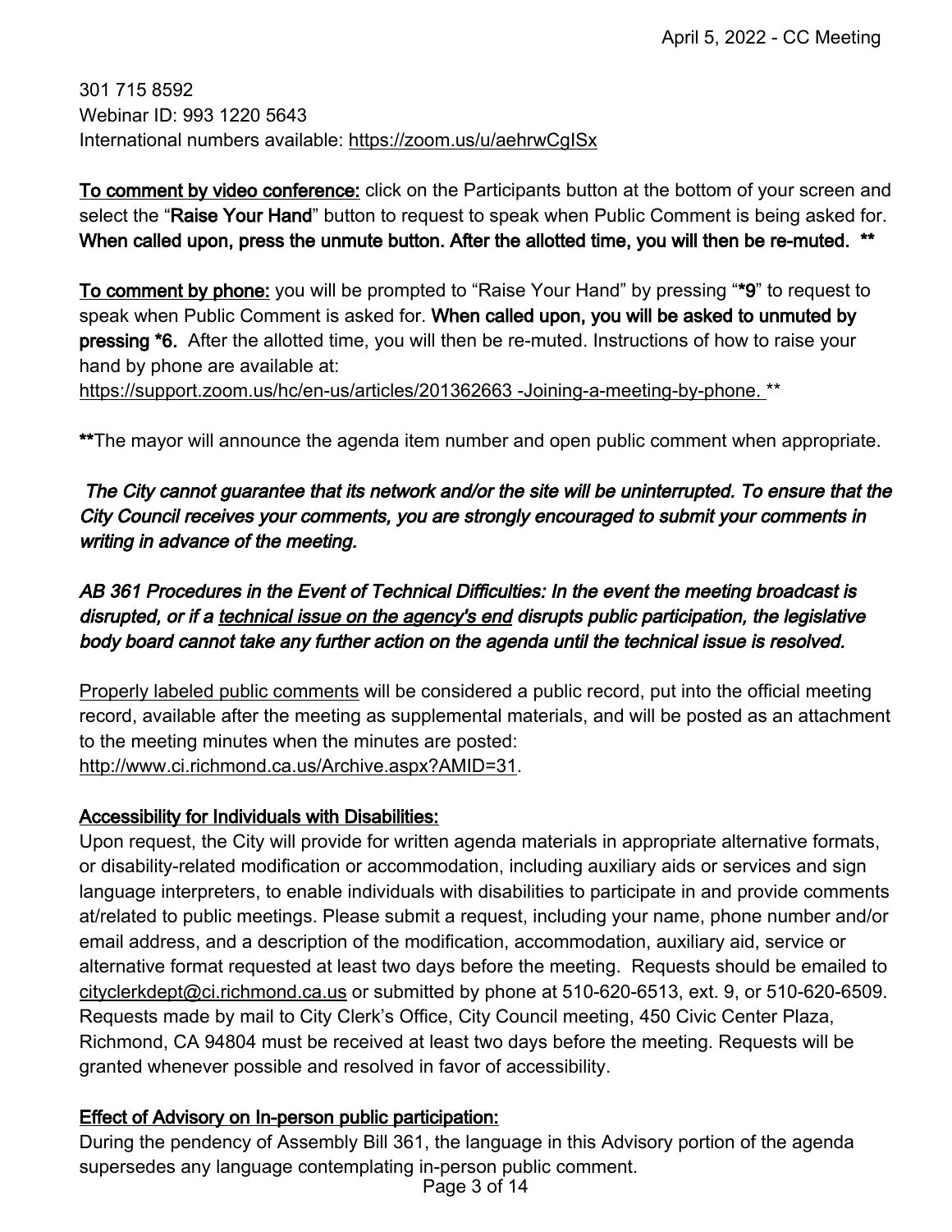301 715 8592
Webinar ID: 993 1220 5643
International numbers available: https://zoom.us/u/aehrwCgISx

**To comment by video conference:** click on the Participants button at the bottom of your screen and select the "**Raise Your Hand**" button to request to speak when Public Comment is being asked for. **When called upon, press the unmute button. After the allotted time, you will then be re-muted. ****

**To comment by phone:** you will be prompted to "Raise Your Hand" by pressing "***9**" to request to speak when Public Comment is asked for. **When called upon, you will be asked to unmuted by pressing *6.** After the allotted time, you will then be re-muted. Instructions of how to raise your hand by phone are available at:
https://support.zoom.us/hc/en-us/articles/201362663 -Joining-a-meeting-by-phone. **

**The mayor will announce the agenda item number and open public comment when appropriate.

***The City cannot guarantee that its network and/or the site will be uninterrupted. To ensure that the City Council receives your comments, you are strongly encouraged to submit your comments in writing in advance of the meeting.***

***AB 361 Procedures in the Event of Technical Difficulties: In the event the meeting broadcast is disrupted, or if a technical issue on the agency's end disrupts public participation, the legislative body board cannot take any further action on the agenda until the technical issue is resolved.***

Properly labeled public comments will be considered a public record, put into the official meeting record, available after the meeting as supplemental materials, and will be posted as an attachment to the meeting minutes when the minutes are posted:
http://www.ci.richmond.ca.us/Archive.aspx?AMID=31.

**Accessibility for Individuals with Disabilities:**

Upon request, the City will provide for written agenda materials in appropriate alternative formats, or disability-related modification or accommodation, including auxiliary aids or services and sign language interpreters, to enable individuals with disabilities to participate in and provide comments at/related to public meetings. Please submit a request, including your name, phone number and/or email address, and a description of the modification, accommodation, auxiliary aid, service or alternative format requested at least two days before the meeting. Requests should be emailed to cityclerkdept@ci.richmond.ca.us or submitted by phone at 510-620-6513, ext. 9, or 510-620-6509. Requests made by mail to City Clerk's Office, City Council meeting, 450 Civic Center Plaza, Richmond, CA 94804 must be received at least two days before the meeting. Requests will be granted whenever possible and resolved in favor of accessibility.

**Effect of Advisory on In-person public participation:**

During the pendency of Assembly Bill 361, the language in this Advisory portion of the agenda supersedes any language contemplating in-person public comment.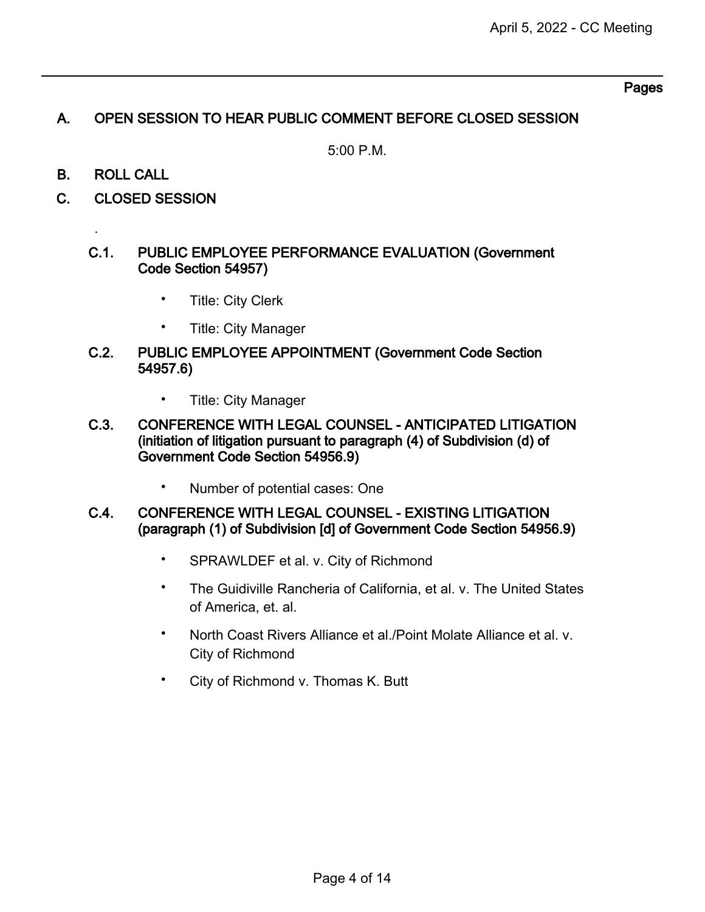## A. OPEN SESSION TO HEAR PUBLIC COMMENT BEFORE CLOSED SESSION

5:00 P.M.

## B. ROLL CALL

## C. CLOSED SESSION

.

### C.1. PUBLIC EMPLOYEE PERFORMANCE EVALUATION (Government Code Section 54957)

- Title: City Clerk
- Title: City Manager

### C.2. PUBLIC EMPLOYEE APPOINTMENT (Government Code Section 54957.6)

- Title: City Manager

### C.3. CONFERENCE WITH LEGAL COUNSEL - ANTICIPATED LITIGATION (initiation of litigation pursuant to paragraph (4) of Subdivision (d) of Government Code Section 54956.9)

- Number of potential cases: One

### C.4. CONFERENCE WITH LEGAL COUNSEL - EXISTING LITIGATION (paragraph (1) of Subdivision [d] of Government Code Section 54956.9)

- SPRAWLDEF et al. v. City of Richmond
- The Guidiville Rancheria of California, et al. v. The United States of America, et. al.
- North Coast Rivers Alliance et al./Point Molate Alliance et al. v. City of Richmond
- City of Richmond v. Thomas K. Butt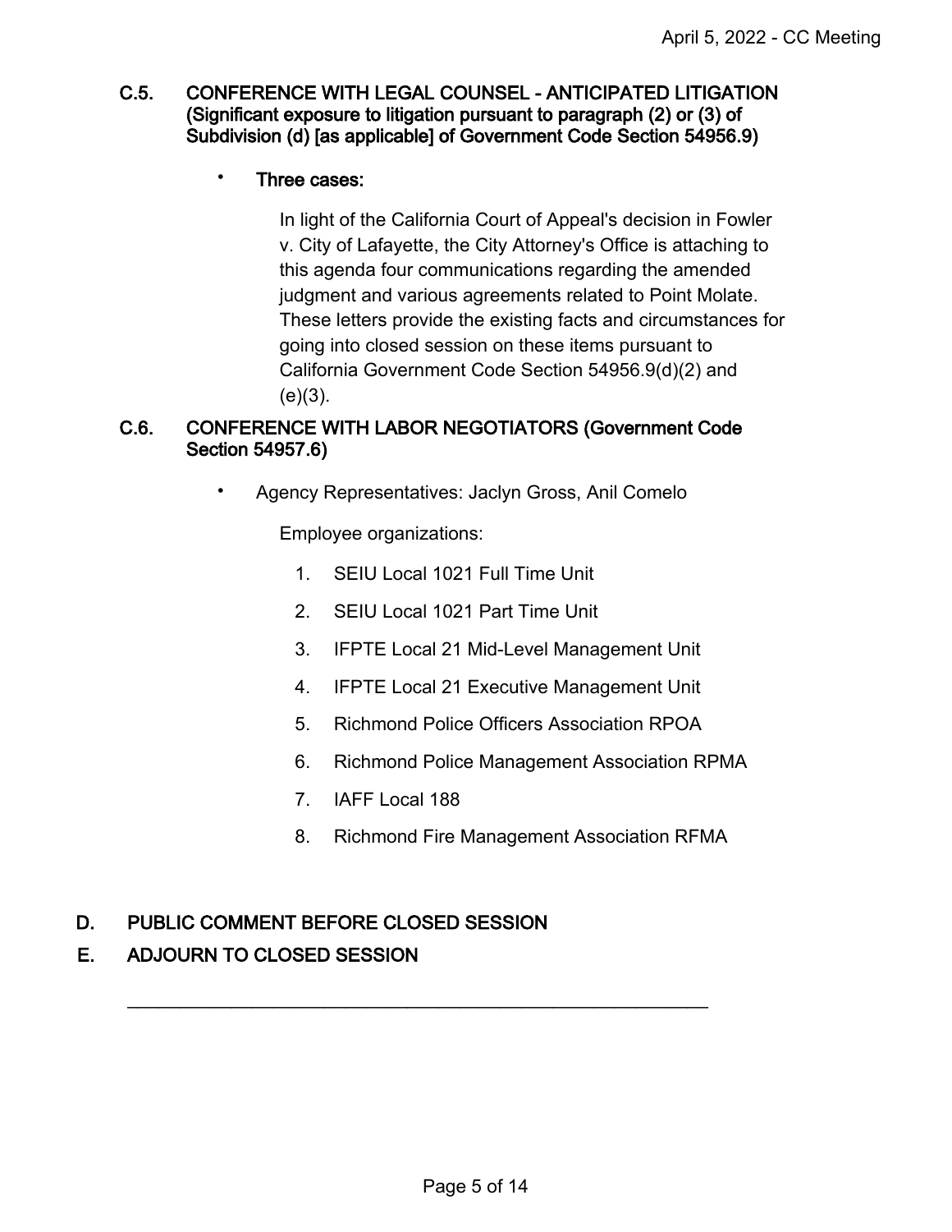**C.5. CONFERENCE WITH LEGAL COUNSEL - ANTICIPATED LITIGATION (Significant exposure to litigation pursuant to paragraph (2) or (3) of Subdivision (d) [as applicable] of Government Code Section 54956.9)**

- **Three cases:**

  In light of the California Court of Appeal's decision in Fowler v. City of Lafayette, the City Attorney's Office is attaching to this agenda four communications regarding the amended judgment and various agreements related to Point Molate. These letters provide the existing facts and circumstances for going into closed session on these items pursuant to California Government Code Section 54956.9(d)(2) and (e)(3).

**C.6. CONFERENCE WITH LABOR NEGOTIATORS (Government Code Section 54957.6)**

- Agency Representatives: Jaclyn Gross, Anil Comelo

  Employee organizations:

  1. SEIU Local 1021 Full Time Unit
  2. SEIU Local 1021 Part Time Unit
  3. IFPTE Local 21 Mid-Level Management Unit
  4. IFPTE Local 21 Executive Management Unit
  5. Richmond Police Officers Association RPOA
  6. Richmond Police Management Association RPMA
  7. IAFF Local 188
  8. Richmond Fire Management Association RFMA

## D. PUBLIC COMMENT BEFORE CLOSED SESSION

## E. ADJOURN TO CLOSED SESSION

---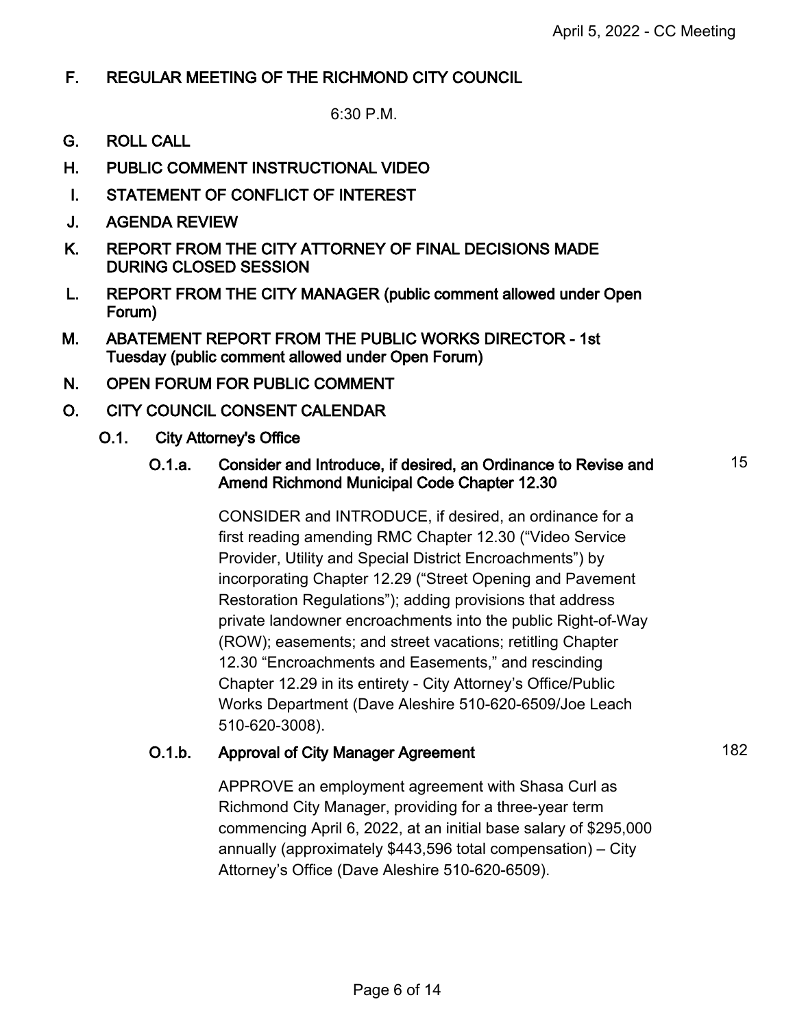## F. REGULAR MEETING OF THE RICHMOND CITY COUNCIL

6:30 P.M.

## G. ROLL CALL

## H. PUBLIC COMMENT INSTRUCTIONAL VIDEO

## I. STATEMENT OF CONFLICT OF INTEREST

## J. AGENDA REVIEW

## K. REPORT FROM THE CITY ATTORNEY OF FINAL DECISIONS MADE DURING CLOSED SESSION

## L. REPORT FROM THE CITY MANAGER (public comment allowed under Open Forum)

## M. ABATEMENT REPORT FROM THE PUBLIC WORKS DIRECTOR - 1st Tuesday (public comment allowed under Open Forum)

## N. OPEN FORUM FOR PUBLIC COMMENT

## O. CITY COUNCIL CONSENT CALENDAR

### O.1. City Attorney's Office

#### O.1.a. Consider and Introduce, if desired, an Ordinance to Revise and Amend Richmond Municipal Code Chapter 12.30 — 15

CONSIDER and INTRODUCE, if desired, an ordinance for a first reading amending RMC Chapter 12.30 ("Video Service Provider, Utility and Special District Encroachments") by incorporating Chapter 12.29 ("Street Opening and Pavement Restoration Regulations"); adding provisions that address private landowner encroachments into the public Right-of-Way (ROW); easements; and street vacations; retitling Chapter 12.30 "Encroachments and Easements," and rescinding Chapter 12.29 in its entirety - City Attorney's Office/Public Works Department (Dave Aleshire 510-620-6509/Joe Leach 510-620-3008).

#### O.1.b. Approval of City Manager Agreement — 182

APPROVE an employment agreement with Shasa Curl as Richmond City Manager, providing for a three-year term commencing April 6, 2022, at an initial base salary of $295,000 annually (approximately $443,596 total compensation) – City Attorney's Office (Dave Aleshire 510-620-6509).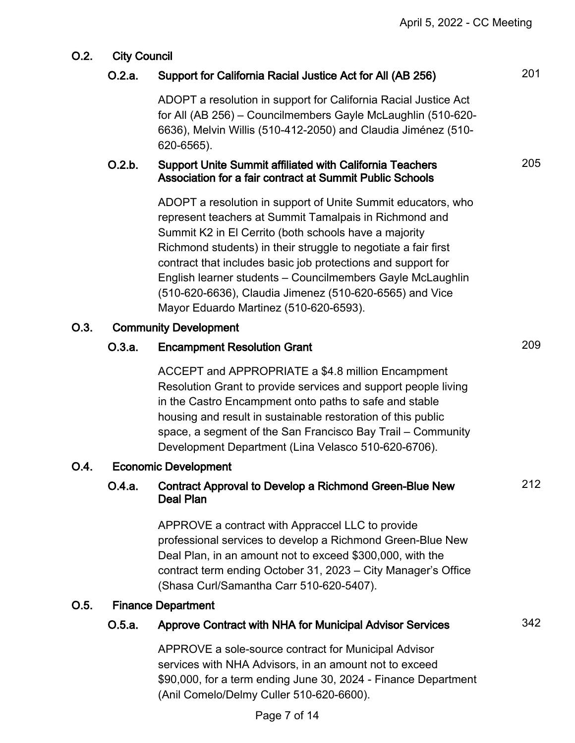## O.2. City Council

### O.2.a. Support for California Racial Justice Act for All (AB 256) — 201

ADOPT a resolution in support for California Racial Justice Act for All (AB 256) – Councilmembers Gayle McLaughlin (510-620-6636), Melvin Willis (510-412-2050) and Claudia Jiménez (510-620-6565).

### O.2.b. Support Unite Summit affiliated with California Teachers Association for a fair contract at Summit Public Schools — 205

ADOPT a resolution in support of Unite Summit educators, who represent teachers at Summit Tamalpais in Richmond and Summit K2 in El Cerrito (both schools have a majority Richmond students) in their struggle to negotiate a fair first contract that includes basic job protections and support for English learner students – Councilmembers Gayle McLaughlin (510-620-6636), Claudia Jimenez (510-620-6565) and Vice Mayor Eduardo Martinez (510-620-6593).

## O.3. Community Development

### O.3.a. Encampment Resolution Grant — 209

ACCEPT and APPROPRIATE a $4.8 million Encampment Resolution Grant to provide services and support people living in the Castro Encampment onto paths to safe and stable housing and result in sustainable restoration of this public space, a segment of the San Francisco Bay Trail – Community Development Department (Lina Velasco 510-620-6706).

## O.4. Economic Development

### O.4.a. Contract Approval to Develop a Richmond Green-Blue New Deal Plan — 212

APPROVE a contract with Appraccel LLC to provide professional services to develop a Richmond Green-Blue New Deal Plan, in an amount not to exceed $300,000, with the contract term ending October 31, 2023 – City Manager's Office (Shasa Curl/Samantha Carr 510-620-5407).

## O.5. Finance Department

### O.5.a. Approve Contract with NHA for Municipal Advisor Services — 342

APPROVE a sole-source contract for Municipal Advisor services with NHA Advisors, in an amount not to exceed $90,000, for a term ending June 30, 2024 - Finance Department (Anil Comelo/Delmy Culler 510-620-6600).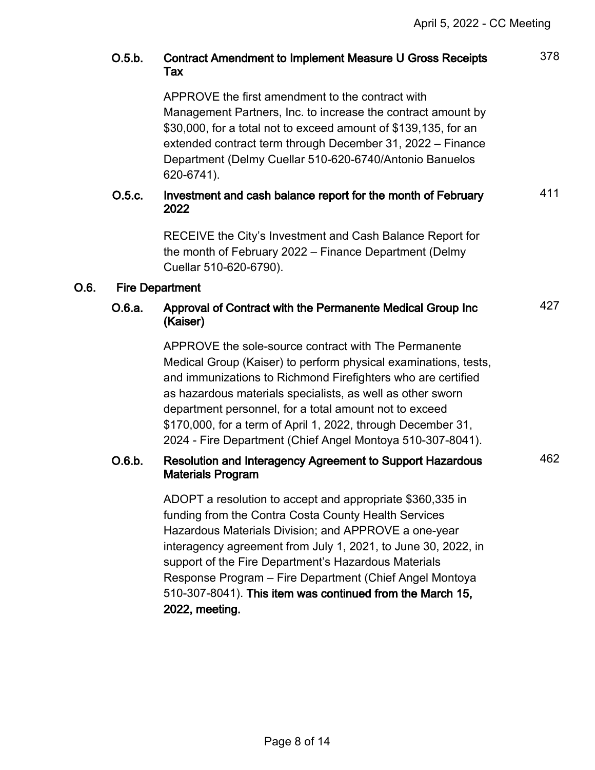**O.5.b. Contract Amendment to Implement Measure U Gross Receipts Tax** 378

APPROVE the first amendment to the contract with Management Partners, Inc. to increase the contract amount by $30,000, for a total not to exceed amount of $139,135, for an extended contract term through December 31, 2022 – Finance Department (Delmy Cuellar 510-620-6740/Antonio Banuelos 620-6741).

**O.5.c. Investment and cash balance report for the month of February 2022** 411

RECEIVE the City's Investment and Cash Balance Report for the month of February 2022 – Finance Department (Delmy Cuellar 510-620-6790).

## O.6. Fire Department

**O.6.a. Approval of Contract with the Permanente Medical Group Inc (Kaiser)** 427

APPROVE the sole-source contract with The Permanente Medical Group (Kaiser) to perform physical examinations, tests, and immunizations to Richmond Firefighters who are certified as hazardous materials specialists, as well as other sworn department personnel, for a total amount not to exceed $170,000, for a term of April 1, 2022, through December 31, 2024 - Fire Department (Chief Angel Montoya 510-307-8041).

**O.6.b. Resolution and Interagency Agreement to Support Hazardous Materials Program** 462

ADOPT a resolution to accept and appropriate $360,335 in funding from the Contra Costa County Health Services Hazardous Materials Division; and APPROVE a one-year interagency agreement from July 1, 2021, to June 30, 2022, in support of the Fire Department's Hazardous Materials Response Program – Fire Department (Chief Angel Montoya 510-307-8041). **This item was continued from the March 15, 2022, meeting.**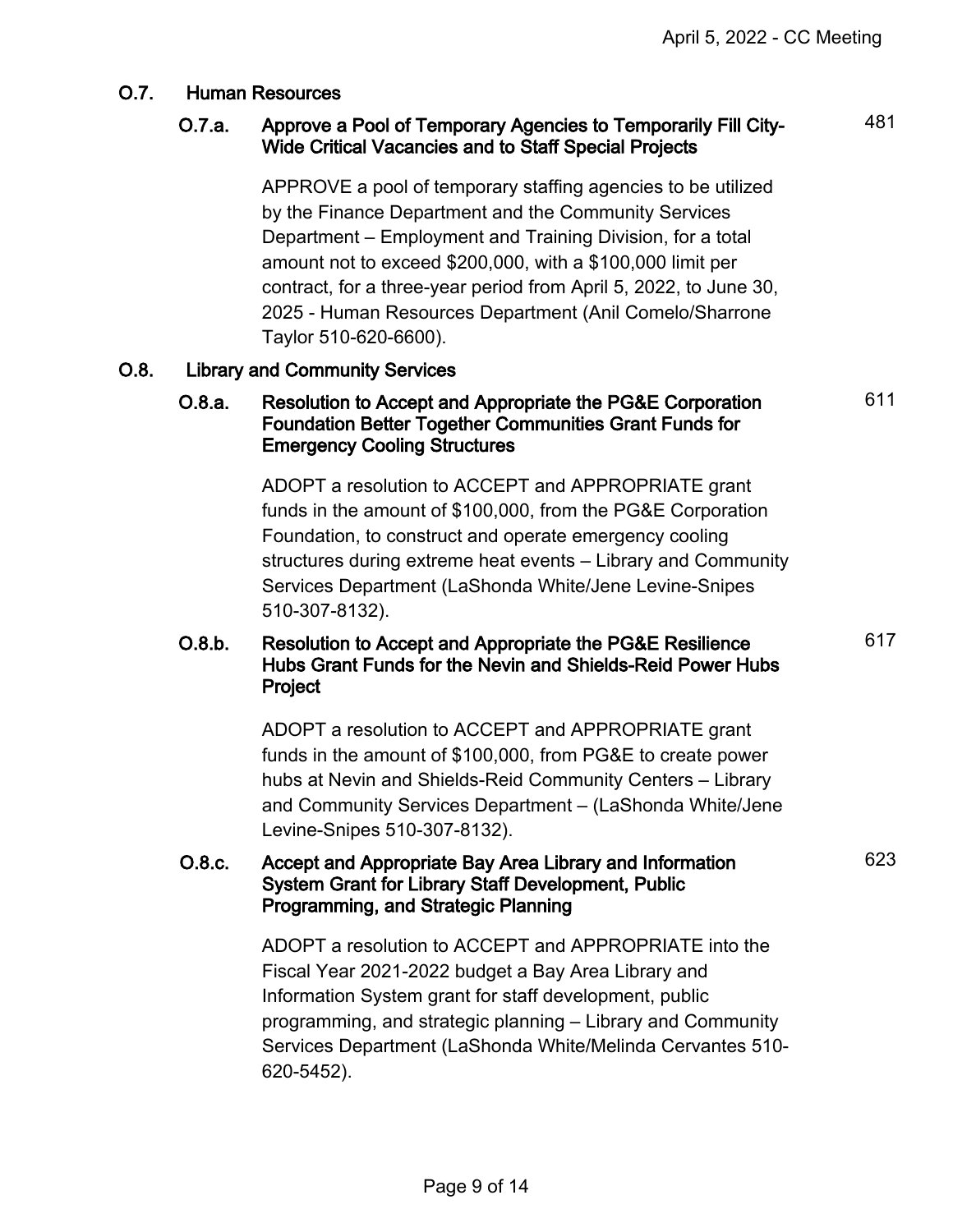## O.7. Human Resources

### O.7.a. Approve a Pool of Temporary Agencies to Temporarily Fill City-Wide Critical Vacancies and to Staff Special Projects

481

APPROVE a pool of temporary staffing agencies to be utilized by the Finance Department and the Community Services Department – Employment and Training Division, for a total amount not to exceed $200,000, with a $100,000 limit per contract, for a three-year period from April 5, 2022, to June 30, 2025 - Human Resources Department (Anil Comelo/Sharrone Taylor 510-620-6600).

## O.8. Library and Community Services

### O.8.a. Resolution to Accept and Appropriate the PG&E Corporation Foundation Better Together Communities Grant Funds for Emergency Cooling Structures

611

ADOPT a resolution to ACCEPT and APPROPRIATE grant funds in the amount of $100,000, from the PG&E Corporation Foundation, to construct and operate emergency cooling structures during extreme heat events – Library and Community Services Department (LaShonda White/Jene Levine-Snipes 510-307-8132).

### O.8.b. Resolution to Accept and Appropriate the PG&E Resilience Hubs Grant Funds for the Nevin and Shields-Reid Power Hubs Project

617

ADOPT a resolution to ACCEPT and APPROPRIATE grant funds in the amount of $100,000, from PG&E to create power hubs at Nevin and Shields-Reid Community Centers – Library and Community Services Department – (LaShonda White/Jene Levine-Snipes 510-307-8132).

### O.8.c. Accept and Appropriate Bay Area Library and Information System Grant for Library Staff Development, Public Programming, and Strategic Planning

623

ADOPT a resolution to ACCEPT and APPROPRIATE into the Fiscal Year 2021-2022 budget a Bay Area Library and Information System grant for staff development, public programming, and strategic planning – Library and Community Services Department (LaShonda White/Melinda Cervantes 510-620-5452).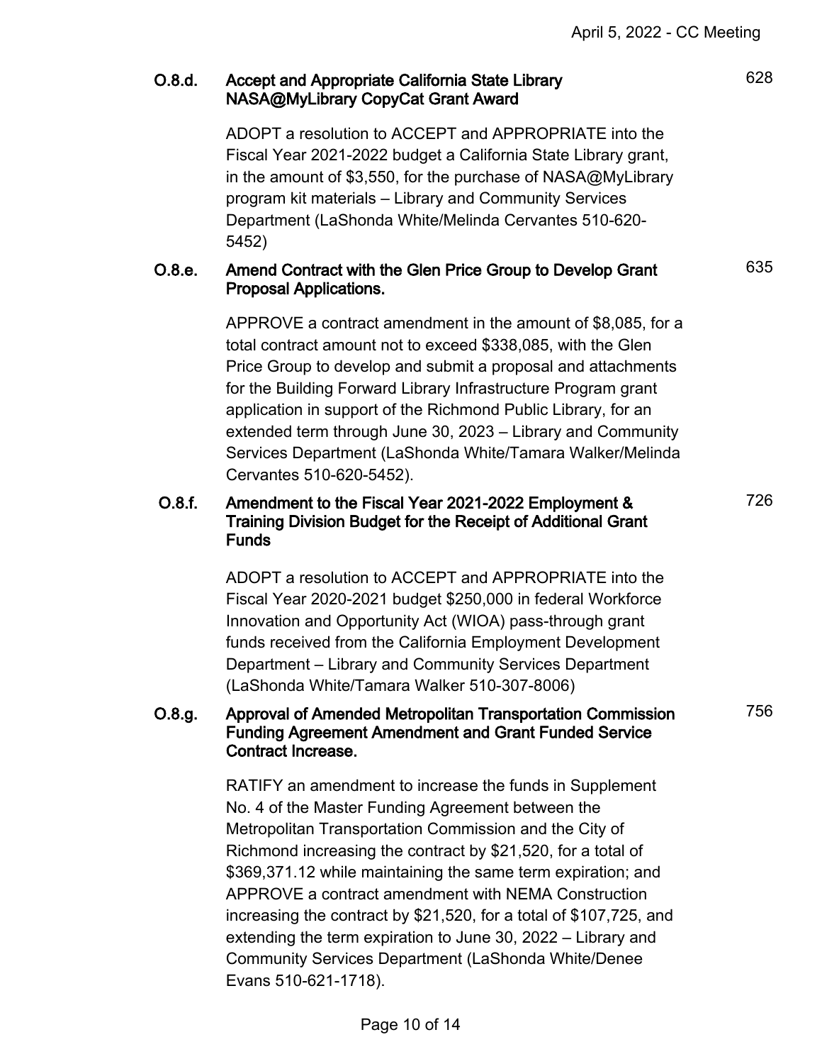**O.8.d. Accept and Appropriate California State Library NASA@MyLibrary CopyCat Grant Award** 628

ADOPT a resolution to ACCEPT and APPROPRIATE into the Fiscal Year 2021-2022 budget a California State Library grant, in the amount of $3,550, for the purchase of NASA@MyLibrary program kit materials – Library and Community Services Department (LaShonda White/Melinda Cervantes 510-620-5452)

**O.8.e. Amend Contract with the Glen Price Group to Develop Grant Proposal Applications.** 635

APPROVE a contract amendment in the amount of $8,085, for a total contract amount not to exceed $338,085, with the Glen Price Group to develop and submit a proposal and attachments for the Building Forward Library Infrastructure Program grant application in support of the Richmond Public Library, for an extended term through June 30, 2023 – Library and Community Services Department (LaShonda White/Tamara Walker/Melinda Cervantes 510-620-5452).

**O.8.f. Amendment to the Fiscal Year 2021-2022 Employment & Training Division Budget for the Receipt of Additional Grant Funds** 726

ADOPT a resolution to ACCEPT and APPROPRIATE into the Fiscal Year 2020-2021 budget $250,000 in federal Workforce Innovation and Opportunity Act (WIOA) pass-through grant funds received from the California Employment Development Department – Library and Community Services Department (LaShonda White/Tamara Walker 510-307-8006)

**O.8.g. Approval of Amended Metropolitan Transportation Commission Funding Agreement Amendment and Grant Funded Service Contract Increase.** 756

RATIFY an amendment to increase the funds in Supplement No. 4 of the Master Funding Agreement between the Metropolitan Transportation Commission and the City of Richmond increasing the contract by $21,520, for a total of $369,371.12 while maintaining the same term expiration; and APPROVE a contract amendment with NEMA Construction increasing the contract by $21,520, for a total of $107,725, and extending the term expiration to June 30, 2022 – Library and Community Services Department (LaShonda White/Denee Evans 510-621-1718).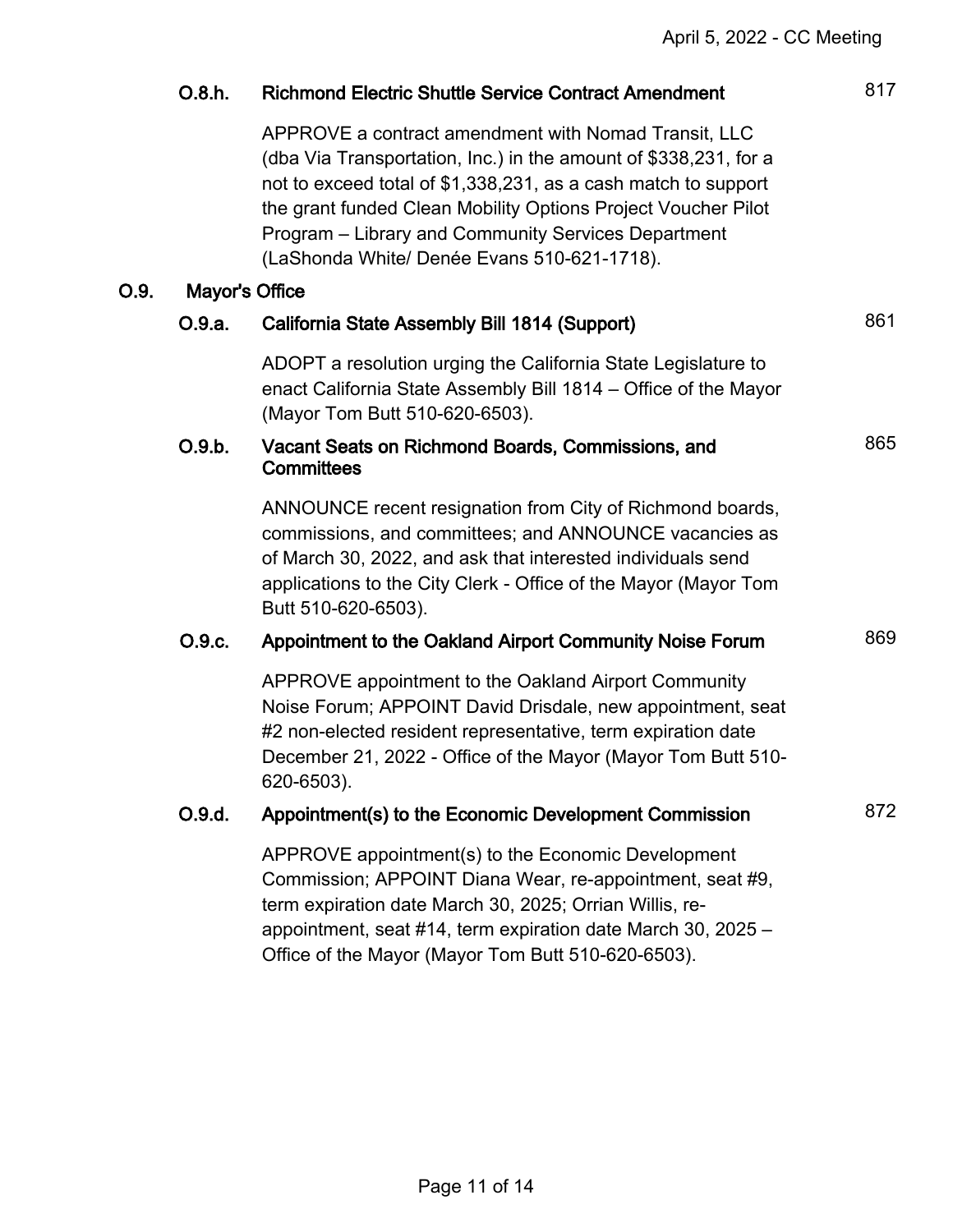### O.8.h. Richmond Electric Shuttle Service Contract Amendment — 817

APPROVE a contract amendment with Nomad Transit, LLC (dba Via Transportation, Inc.) in the amount of $338,231, for a not to exceed total of $1,338,231, as a cash match to support the grant funded Clean Mobility Options Project Voucher Pilot Program – Library and Community Services Department (LaShonda White/ Denée Evans 510-621-1718).

## O.9. Mayor's Office

### O.9.a. California State Assembly Bill 1814 (Support) — 861

ADOPT a resolution urging the California State Legislature to enact California State Assembly Bill 1814 – Office of the Mayor (Mayor Tom Butt 510-620-6503).

### O.9.b. Vacant Seats on Richmond Boards, Commissions, and Committees — 865

ANNOUNCE recent resignation from City of Richmond boards, commissions, and committees; and ANNOUNCE vacancies as of March 30, 2022, and ask that interested individuals send applications to the City Clerk - Office of the Mayor (Mayor Tom Butt 510-620-6503).

### O.9.c. Appointment to the Oakland Airport Community Noise Forum — 869

APPROVE appointment to the Oakland Airport Community Noise Forum; APPOINT David Drisdale, new appointment, seat #2 non-elected resident representative, term expiration date December 21, 2022 - Office of the Mayor (Mayor Tom Butt 510-620-6503).

### O.9.d. Appointment(s) to the Economic Development Commission — 872

APPROVE appointment(s) to the Economic Development Commission; APPOINT Diana Wear, re-appointment, seat #9, term expiration date March 30, 2025; Orrian Willis, re-appointment, seat #14, term expiration date March 30, 2025 – Office of the Mayor (Mayor Tom Butt 510-620-6503).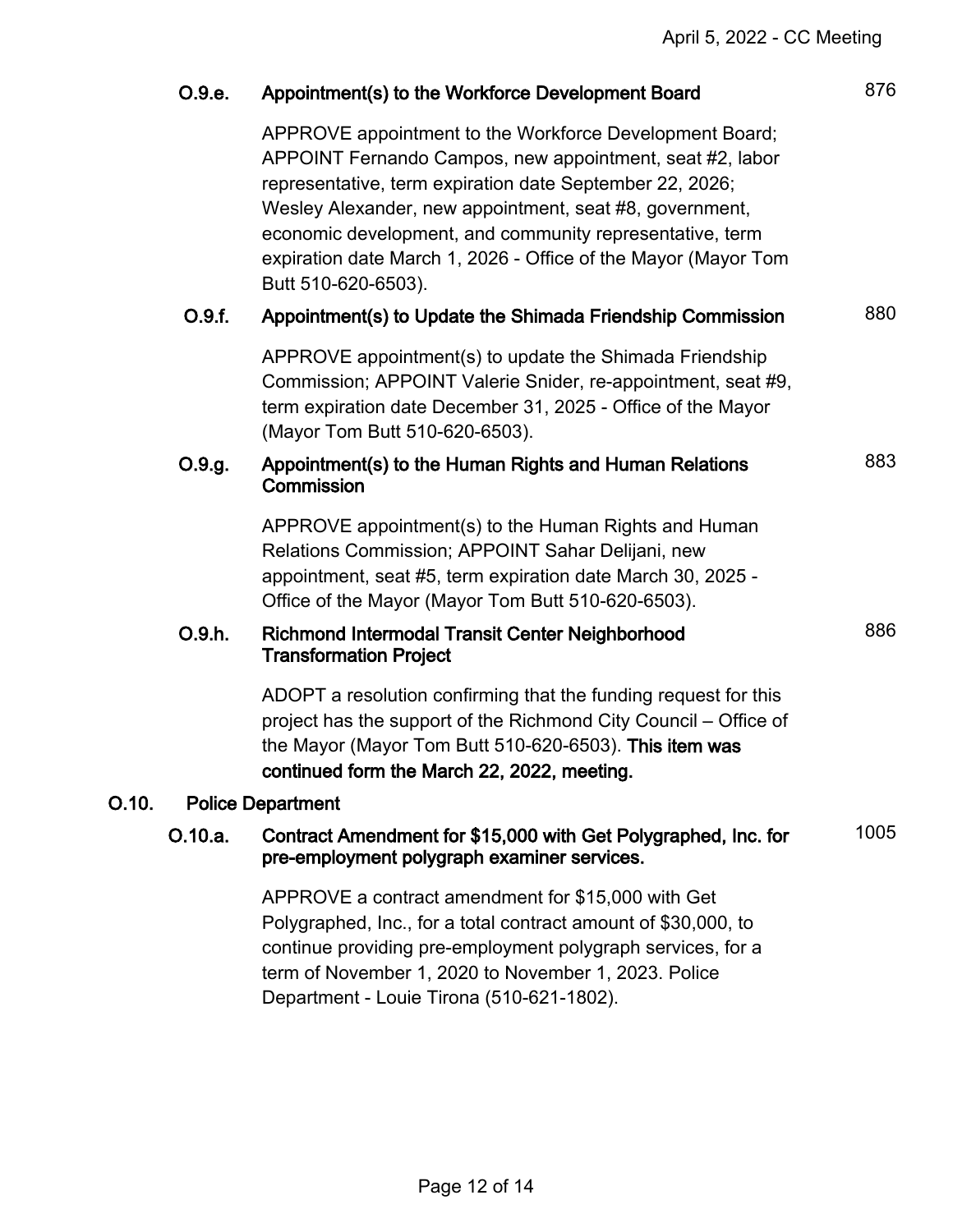**O.9.e. Appointment(s) to the Workforce Development Board** 876

APPROVE appointment to the Workforce Development Board; APPOINT Fernando Campos, new appointment, seat #2, labor representative, term expiration date September 22, 2026; Wesley Alexander, new appointment, seat #8, government, economic development, and community representative, term expiration date March 1, 2026 - Office of the Mayor (Mayor Tom Butt 510-620-6503).

**O.9.f. Appointment(s) to Update the Shimada Friendship Commission** 880

APPROVE appointment(s) to update the Shimada Friendship Commission; APPOINT Valerie Snider, re-appointment, seat #9, term expiration date December 31, 2025 - Office of the Mayor (Mayor Tom Butt 510-620-6503).

**O.9.g. Appointment(s) to the Human Rights and Human Relations Commission** 883

APPROVE appointment(s) to the Human Rights and Human Relations Commission; APPOINT Sahar Delijani, new appointment, seat #5, term expiration date March 30, 2025 - Office of the Mayor (Mayor Tom Butt 510-620-6503).

**O.9.h. Richmond Intermodal Transit Center Neighborhood Transformation Project** 886

ADOPT a resolution confirming that the funding request for this project has the support of the Richmond City Council – Office of the Mayor (Mayor Tom Butt 510-620-6503). **This item was continued form the March 22, 2022, meeting.**

**O.10. Police Department**

**O.10.a. Contract Amendment for $15,000 with Get Polygraphed, Inc. for pre-employment polygraph examiner services.** 1005

APPROVE a contract amendment for $15,000 with Get Polygraphed, Inc., for a total contract amount of $30,000, to continue providing pre-employment polygraph services, for a term of November 1, 2020 to November 1, 2023. Police Department - Louie Tirona (510-621-1802).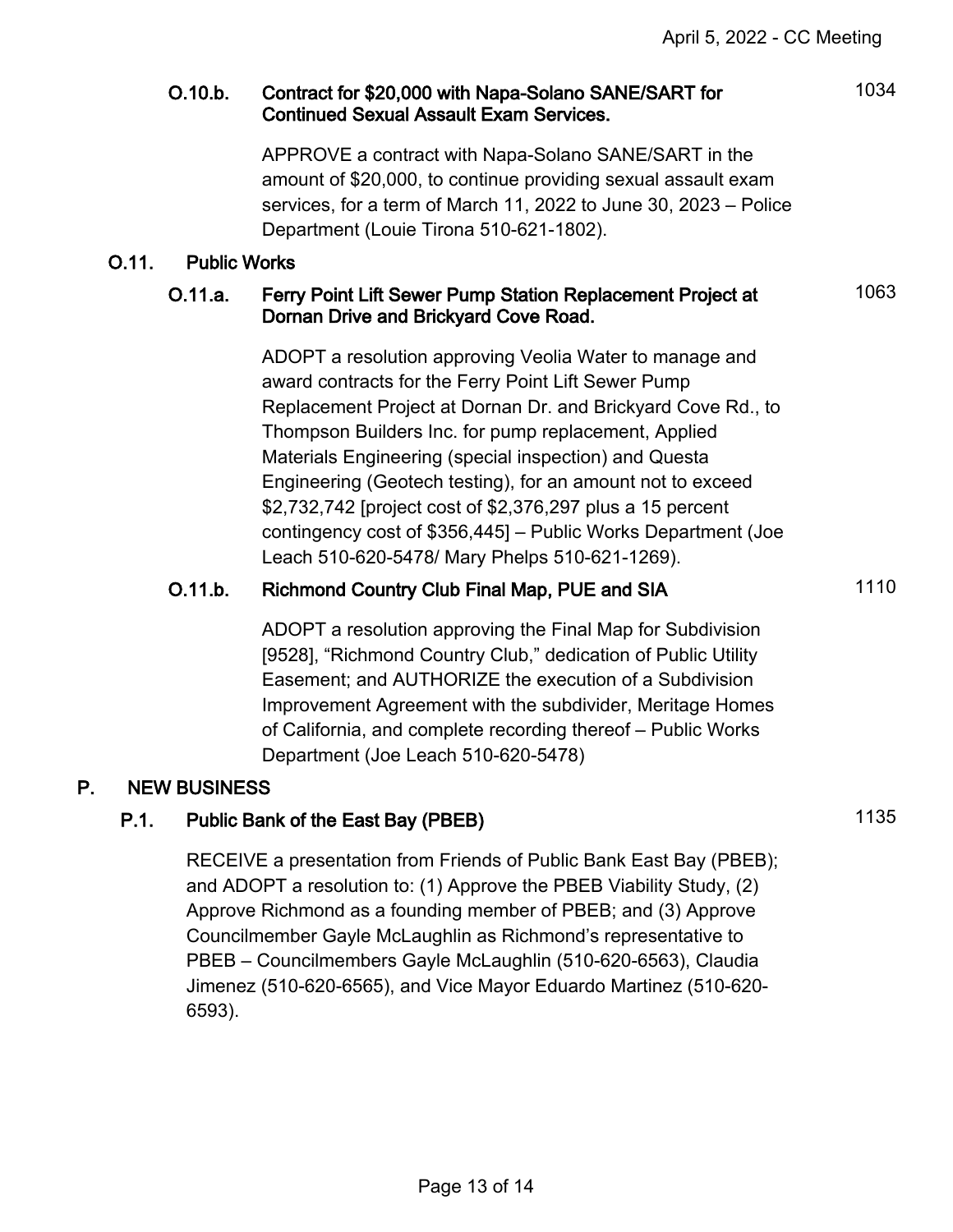### O.10.b. Contract for $20,000 with Napa-Solano SANE/SART for Continued Sexual Assault Exam Services.

1034

APPROVE a contract with Napa-Solano SANE/SART in the amount of $20,000, to continue providing sexual assault exam services, for a term of March 11, 2022 to June 30, 2023 – Police Department (Louie Tirona 510-621-1802).

## O.11. Public Works

### O.11.a. Ferry Point Lift Sewer Pump Station Replacement Project at Dornan Drive and Brickyard Cove Road.

1063

ADOPT a resolution approving Veolia Water to manage and award contracts for the Ferry Point Lift Sewer Pump Replacement Project at Dornan Dr. and Brickyard Cove Rd., to Thompson Builders Inc. for pump replacement, Applied Materials Engineering (special inspection) and Questa Engineering (Geotech testing), for an amount not to exceed $2,732,742 [project cost of $2,376,297 plus a 15 percent contingency cost of $356,445] – Public Works Department (Joe Leach 510-620-5478/ Mary Phelps 510-621-1269).

### O.11.b. Richmond Country Club Final Map, PUE and SIA

1110

ADOPT a resolution approving the Final Map for Subdivision [9528], "Richmond Country Club," dedication of Public Utility Easement; and AUTHORIZE the execution of a Subdivision Improvement Agreement with the subdivider, Meritage Homes of California, and complete recording thereof – Public Works Department (Joe Leach 510-620-5478)

# P. NEW BUSINESS

## P.1. Public Bank of the East Bay (PBEB)

1135

RECEIVE a presentation from Friends of Public Bank East Bay (PBEB); and ADOPT a resolution to: (1) Approve the PBEB Viability Study, (2) Approve Richmond as a founding member of PBEB; and (3) Approve Councilmember Gayle McLaughlin as Richmond's representative to PBEB – Councilmembers Gayle McLaughlin (510-620-6563), Claudia Jimenez (510-620-6565), and Vice Mayor Eduardo Martinez (510-620-6593).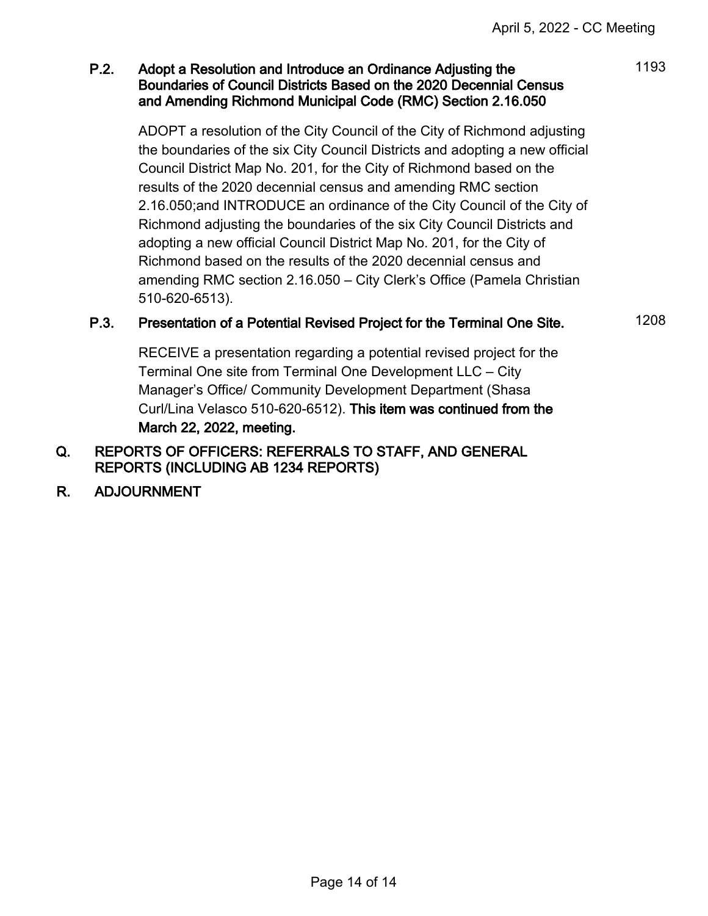**P.2. Adopt a Resolution and Introduce an Ordinance Adjusting the Boundaries of Council Districts Based on the 2020 Decennial Census and Amending Richmond Municipal Code (RMC) Section 2.16.050** 1193

ADOPT a resolution of the City Council of the City of Richmond adjusting the boundaries of the six City Council Districts and adopting a new official Council District Map No. 201, for the City of Richmond based on the results of the 2020 decennial census and amending RMC section 2.16.050;and INTRODUCE an ordinance of the City Council of the City of Richmond adjusting the boundaries of the six City Council Districts and adopting a new official Council District Map No. 201, for the City of Richmond based on the results of the 2020 decennial census and amending RMC section 2.16.050 – City Clerk's Office (Pamela Christian 510-620-6513).

**P.3. Presentation of a Potential Revised Project for the Terminal One Site.** 1208

RECEIVE a presentation regarding a potential revised project for the Terminal One site from Terminal One Development LLC – City Manager's Office/ Community Development Department (Shasa Curl/Lina Velasco 510-620-6512). **This item was continued from the March 22, 2022, meeting.**

## Q. REPORTS OF OFFICERS: REFERRALS TO STAFF, AND GENERAL REPORTS (INCLUDING AB 1234 REPORTS)

## R. ADJOURNMENT